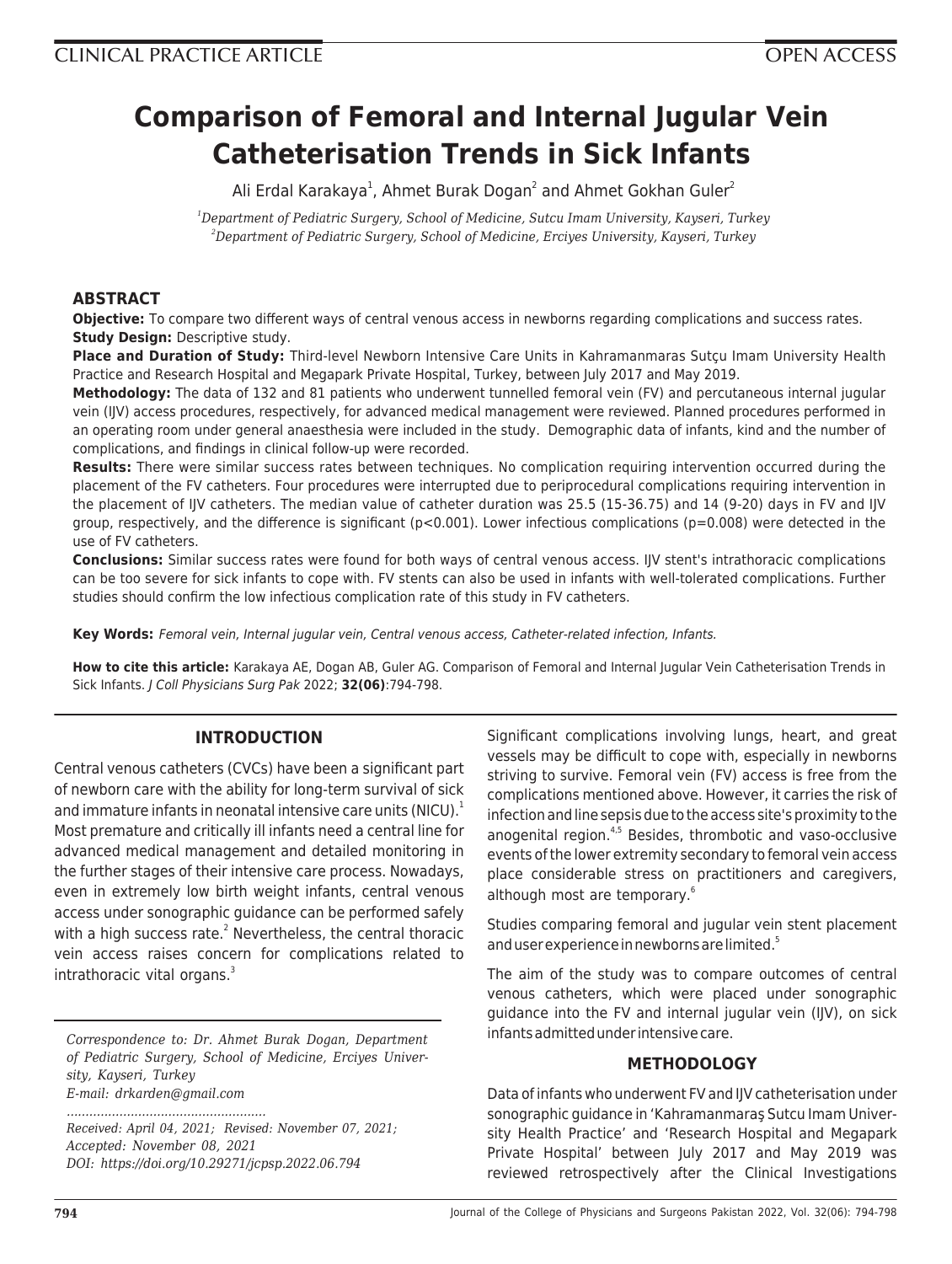CLINICAL PRACTICE ARTICLE

OPEN ACCESS

# Comparison of Femoral and Internal Jugular Vein Catheterisation Trends in Sick Infants

Ali Erdal Karakaya[1], Ahmet Burak Dogan[2] and Ahmet Gokhan Guler[2]

[1]*Department of Pediatric Surgery, School of Medicine, Sutcu Imam University, Kayseri, Turkey*
[2]*Department of Pediatric Surgery, School of Medicine, Erciyes University, Kayseri, Turkey*

## ABSTRACT

**Objective:** To compare two different ways of central venous access in newborns regarding complications and success rates.
**Study Design:** Descriptive study.
**Place and Duration of Study:** Third-level Newborn Intensive Care Units in Kahramanmaras Sutçu Imam University Health Practice and Research Hospital and Megapark Private Hospital, Turkey, between July 2017 and May 2019.
**Methodology:** The data of 132 and 81 patients who underwent tunnelled femoral vein (FV) and percutaneous internal jugular vein (IJV) access procedures, respectively, for advanced medical management were reviewed. Planned procedures performed in an operating room under general anaesthesia were included in the study. Demographic data of infants, kind and the number of complications, and findings in clinical follow-up were recorded.
**Results:** There were similar success rates between techniques. No complication requiring intervention occurred during the placement of the FV catheters. Four procedures were interrupted due to periprocedural complications requiring intervention in the placement of IJV catheters. The median value of catheter duration was 25.5 (15-36.75) and 14 (9-20) days in FV and IJV group, respectively, and the difference is significant ($p<0.001$). Lower infectious complications ($p=0.008$) were detected in the use of FV catheters.
**Conclusions:** Similar success rates were found for both ways of central venous access. IJV stent's intrathoracic complications can be too severe for sick infants to cope with. FV stents can also be used in infants with well-tolerated complications. Further studies should confirm the low infectious complication rate of this study in FV catheters.

**Key Words:** *Femoral vein, Internal jugular vein, Central venous access, Catheter-related infection, Infants.*

**How to cite this article:** Karakaya AE, Dogan AB, Guler AG. Comparison of Femoral and Internal Jugular Vein Catheterisation Trends in Sick Infants. *J Coll Physicians Surg Pak* 2022; **32(06)**:794-798.

## INTRODUCTION

Central venous catheters (CVCs) have been a significant part of newborn care with the ability for long-term survival of sick and immature infants in neonatal intensive care units (NICU).[1] Most premature and critically ill infants need a central line for advanced medical management and detailed monitoring in the further stages of their intensive care process. Nowadays, even in extremely low birth weight infants, central venous access under sonographic guidance can be performed safely with a high success rate.[2] Nevertheless, the central thoracic vein access raises concern for complications related to intrathoracic vital organs.[3]

Significant complications involving lungs, heart, and great vessels may be difficult to cope with, especially in newborns striving to survive. Femoral vein (FV) access is free from the complications mentioned above. However, it carries the risk of infection and line sepsis due to the access site's proximity to the anogenital region.[4,5] Besides, thrombotic and vaso-occlusive events of the lower extremity secondary to femoral vein access place considerable stress on practitioners and caregivers, although most are temporary.[6]

Studies comparing femoral and jugular vein stent placement and user experience in newborns are limited.[5]

The aim of the study was to compare outcomes of central venous catheters, which were placed under sonographic guidance into the FV and internal jugular vein (IJV), on sick infants admitted under intensive care.

## METHODOLOGY

Data of infants who underwent FV and IJV catheterisation under sonographic guidance in 'Kahramanmaraş Sutcu Imam University Health Practice' and 'Research Hospital and Megapark Private Hospital' between July 2017 and May 2019 was reviewed retrospectively after the Clinical Investigations

*Correspondence to: Dr. Ahmet Burak Dogan, Department of Pediatric Surgery, School of Medicine, Erciyes University, Kayseri, Turkey*
*E-mail: drkarden@gmail.com*

*Received: April 04, 2021; Revised: November 07, 2021; Accepted: November 08, 2021*
*DOI: https://doi.org/10.29271/jcpsp.2022.06.794*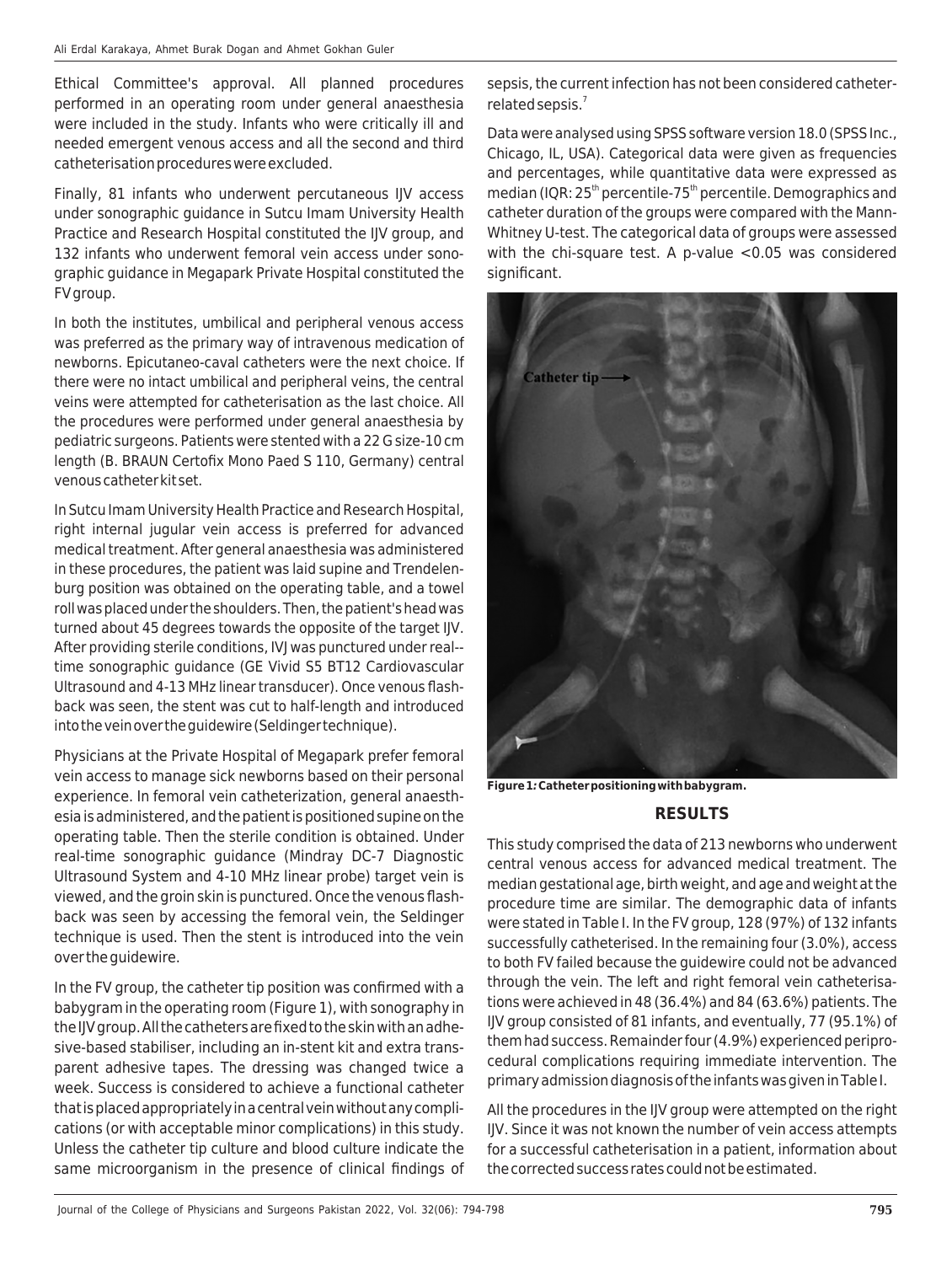Ethical Committee's approval. All planned procedures performed in an operating room under general anaesthesia were included in the study. Infants who were critically ill and needed emergent venous access and all the second and third catheterisation procedures were excluded.

Finally, 81 infants who underwent percutaneous IJV access under sonographic guidance in Sutcu Imam University Health Practice and Research Hospital constituted the IJV group, and 132 infants who underwent femoral vein access under sonographic guidance in Megapark Private Hospital constituted the FV group.

In both the institutes, umbilical and peripheral venous access was preferred as the primary way of intravenous medication of newborns. Epicutaneo-caval catheters were the next choice. If there were no intact umbilical and peripheral veins, the central veins were attempted for catheterisation as the last choice. All the procedures were performed under general anaesthesia by pediatric surgeons. Patients were stented with a 22 G size-10 cm length (B. BRAUN Certofix Mono Paed S 110, Germany) central venous catheter kit set.

In Sutcu Imam University Health Practice and Research Hospital, right internal jugular vein access is preferred for advanced medical treatment. After general anaesthesia was administered in these procedures, the patient was laid supine and Trendelenburg position was obtained on the operating table, and a towel roll was placed under the shoulders. Then, the patient's head was turned about 45 degrees towards the opposite of the target IJV. After providing sterile conditions, IVJ was punctured under real--time sonographic guidance (GE Vivid S5 BT12 Cardiovascular Ultrasound and 4-13 MHz linear transducer). Once venous flashback was seen, the stent was cut to half-length and introduced into the vein over the guidewire (Seldinger technique).

Physicians at the Private Hospital of Megapark prefer femoral vein access to manage sick newborns based on their personal experience. In femoral vein catheterization, general anaesthesia is administered, and the patient is positioned supine on the operating table. Then the sterile condition is obtained. Under real-time sonographic guidance (Mindray DC-7 Diagnostic Ultrasound System and 4-10 MHz linear probe) target vein is viewed, and the groin skin is punctured. Once the venous flashback was seen by accessing the femoral vein, the Seldinger technique is used. Then the stent is introduced into the vein over the guidewire.

In the FV group, the catheter tip position was confirmed with a babygram in the operating room (Figure 1), with sonography in the IJV group. All the catheters are fixed to the skin with an adhesive-based stabiliser, including an in-stent kit and extra transparent adhesive tapes. The dressing was changed twice a week. Success is considered to achieve a functional catheter that is placed appropriately in a central vein without any complications (or with acceptable minor complications) in this study. Unless the catheter tip culture and blood culture indicate the same microorganism in the presence of clinical findings of sepsis, the current infection has not been considered catheter-related sepsis.[7]

Data were analysed using SPSS software version 18.0 (SPSS Inc., Chicago, IL, USA). Categorical data were given as frequencies and percentages, while quantitative data were expressed as median (IQR: 25th percentile-75th percentile. Demographics and catheter duration of the groups were compared with the Mann-Whitney U-test. The categorical data of groups were assessed with the chi-square test. A p-value $<0.05$ was considered significant.

**Figure 1: Catheter positioning with babygram.**

## RESULTS

This study comprised the data of 213 newborns who underwent central venous access for advanced medical treatment. The median gestational age, birth weight, and age and weight at the procedure time are similar. The demographic data of infants were stated in Table I. In the FV group, 128 (97%) of 132 infants successfully catheterised. In the remaining four (3.0%), access to both FV failed because the guidewire could not be advanced through the vein. The left and right femoral vein catheterisations were achieved in 48 (36.4%) and 84 (63.6%) patients. The IJV group consisted of 81 infants, and eventually, 77 (95.1%) of them had success. Remainder four (4.9%) experienced periprocedural complications requiring immediate intervention. The primary admission diagnosis of the infants was given in Table I.

All the procedures in the IJV group were attempted on the right IJV. Since it was not known the number of vein access attempts for a successful catheterisation in a patient, information about the corrected success rates could not be estimated.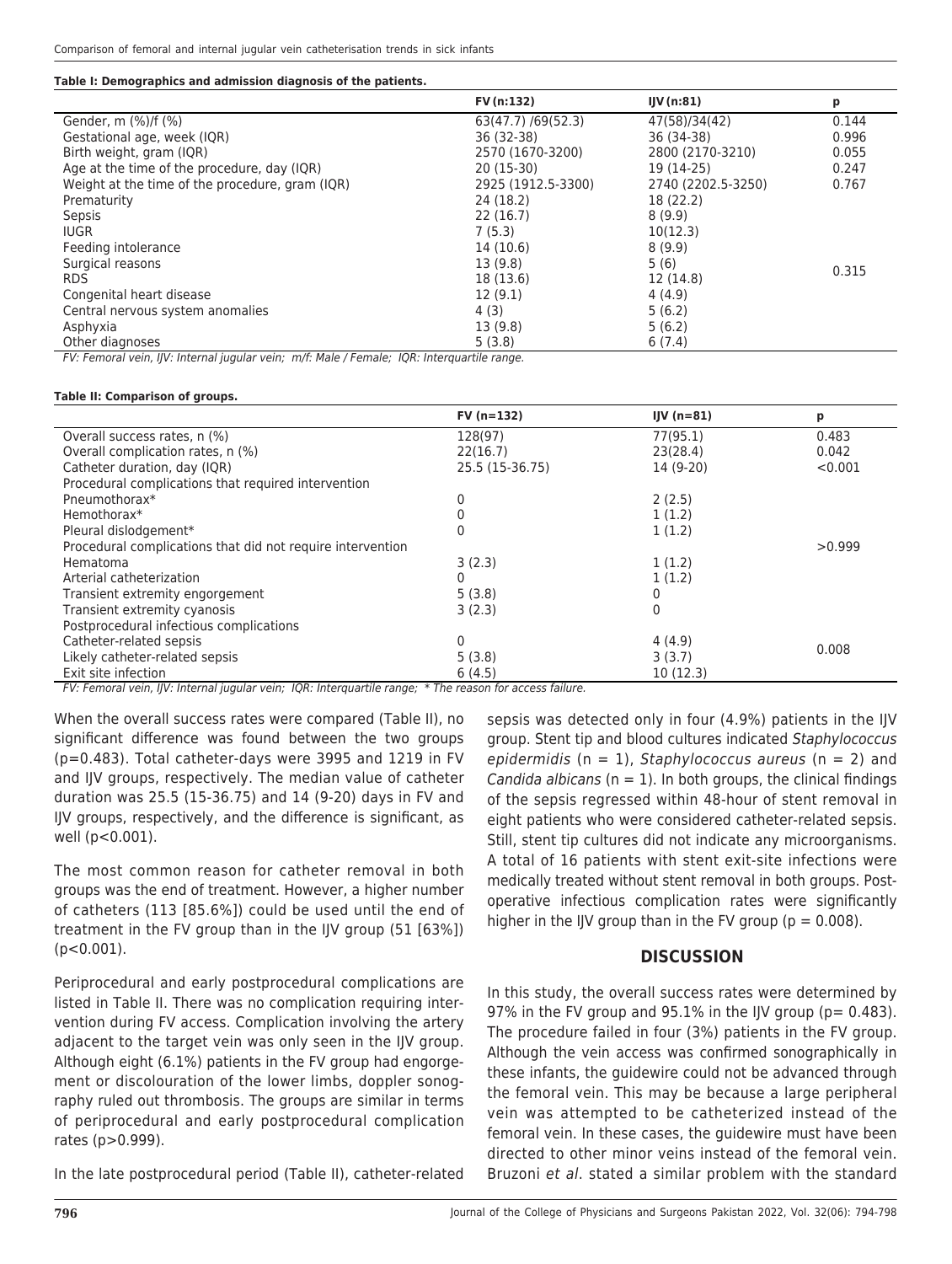**Table I: Demographics and admission diagnosis of the patients.**

| | FV (n:132) | IJV (n:81) | p |
|---|---|---|---|
| Gender, m (%)/f (%) | 63(47.7) /69(52.3) | 47(58)/34(42) | 0.144 |
| Gestational age, week (IQR) | 36 (32-38) | 36 (34-38) | 0.996 |
| Birth weight, gram (IQR) | 2570 (1670-3200) | 2800 (2170-3210) | 0.055 |
| Age at the time of the procedure, day (IQR) | 20 (15-30) | 19 (14-25) | 0.247 |
| Weight at the time of the procedure, gram (IQR) | 2925 (1912.5-3300) | 2740 (2202.5-3250) | 0.767 |
| Prematurity | 24 (18.2) | 18 (22.2) | |
| Sepsis | 22 (16.7) | 8 (9.9) | |
| IUGR | 7 (5.3) | 10(12.3) | |
| Feeding intolerance | 14 (10.6) | 8 (9.9) | |
| Surgical reasons | 13 (9.8) | 5 (6) | 0.315 |
| RDS | 18 (13.6) | 12 (14.8) | |
| Congenital heart disease | 12 (9.1) | 4 (4.9) | |
| Central nervous system anomalies | 4 (3) | 5 (6.2) | |
| Asphyxia | 13 (9.8) | 5 (6.2) | |
| Other diagnoses | 5 (3.8) | 6 (7.4) | |

*FV: Femoral vein, IJV: Internal jugular vein; m/f: Male / Female; IQR: Interquartile range.*

**Table II: Comparison of groups.**

| | FV (n=132) | IJV (n=81) | p |
|---|---|---|---|
| Overall success rates, n (%) | 128(97) | 77(95.1) | 0.483 |
| Overall complication rates, n (%) | 22(16.7) | 23(28.4) | 0.042 |
| Catheter duration, day (IQR) | 25.5 (15-36.75) | 14 (9-20) | <0.001 |
| Procedural complications that required intervention | | | |
| Pneumothorax* | 0 | 2 (2.5) | |
| Hemothorax* | 0 | 1 (1.2) | |
| Pleural dislodgement* | 0 | 1 (1.2) | |
| Procedural complications that did not require intervention | | | >0.999 |
| Hematoma | 3 (2.3) | 1 (1.2) | |
| Arterial catheterization | 0 | 1 (1.2) | |
| Transient extremity engorgement | 5 (3.8) | 0 | |
| Transient extremity cyanosis | 3 (2.3) | 0 | |
| Postprocedural infectious complications | | | |
| Catheter-related sepsis | 0 | 4 (4.9) | |
| Likely catheter-related sepsis | 5 (3.8) | 3 (3.7) | 0.008 |
| Exit site infection | 6 (4.5) | 10 (12.3) | |

*FV: Femoral vein, IJV: Internal jugular vein; IQR: Interquartile range; * The reason for access failure.*

When the overall success rates were compared (Table II), no significant difference was found between the two groups (p=0.483). Total catheter-days were 3995 and 1219 in FV and IJV groups, respectively. The median value of catheter duration was 25.5 (15-36.75) and 14 (9-20) days in FV and IJV groups, respectively, and the difference is significant, as well (p<0.001).

The most common reason for catheter removal in both groups was the end of treatment. However, a higher number of catheters (113 [85.6%]) could be used until the end of treatment in the FV group than in the IJV group (51 [63%]) (p<0.001).

Periprocedural and early postprocedural complications are listed in Table II. There was no complication requiring intervention during FV access. Complication involving the artery adjacent to the target vein was only seen in the IJV group. Although eight (6.1%) patients in the FV group had engorgement or discolouration of the lower limbs, doppler sonography ruled out thrombosis. The groups are similar in terms of periprocedural and early postprocedural complication rates (p>0.999).

In the late postprocedural period (Table II), catheter-related sepsis was detected only in four (4.9%) patients in the IJV group. Stent tip and blood cultures indicated *Staphylococcus epidermidis* (n = 1), *Staphylococcus aureus* (n = 2) and *Candida albicans* (n = 1). In both groups, the clinical findings of the sepsis regressed within 48-hour of stent removal in eight patients who were considered catheter-related sepsis. Still, stent tip cultures did not indicate any microorganisms. A total of 16 patients with stent exit-site infections were medically treated without stent removal in both groups. Post-operative infectious complication rates were significantly higher in the IJV group than in the FV group (p = 0.008).

## DISCUSSION

In this study, the overall success rates were determined by 97% in the FV group and 95.1% in the IJV group (p= 0.483). The procedure failed in four (3%) patients in the FV group. Although the vein access was confirmed sonographically in these infants, the guidewire could not be advanced through the femoral vein. This may be because a large peripheral vein was attempted to be catheterized instead of the femoral vein. In these cases, the guidewire must have been directed to other minor veins instead of the femoral vein. Bruzoni *et al*. stated a similar problem with the standard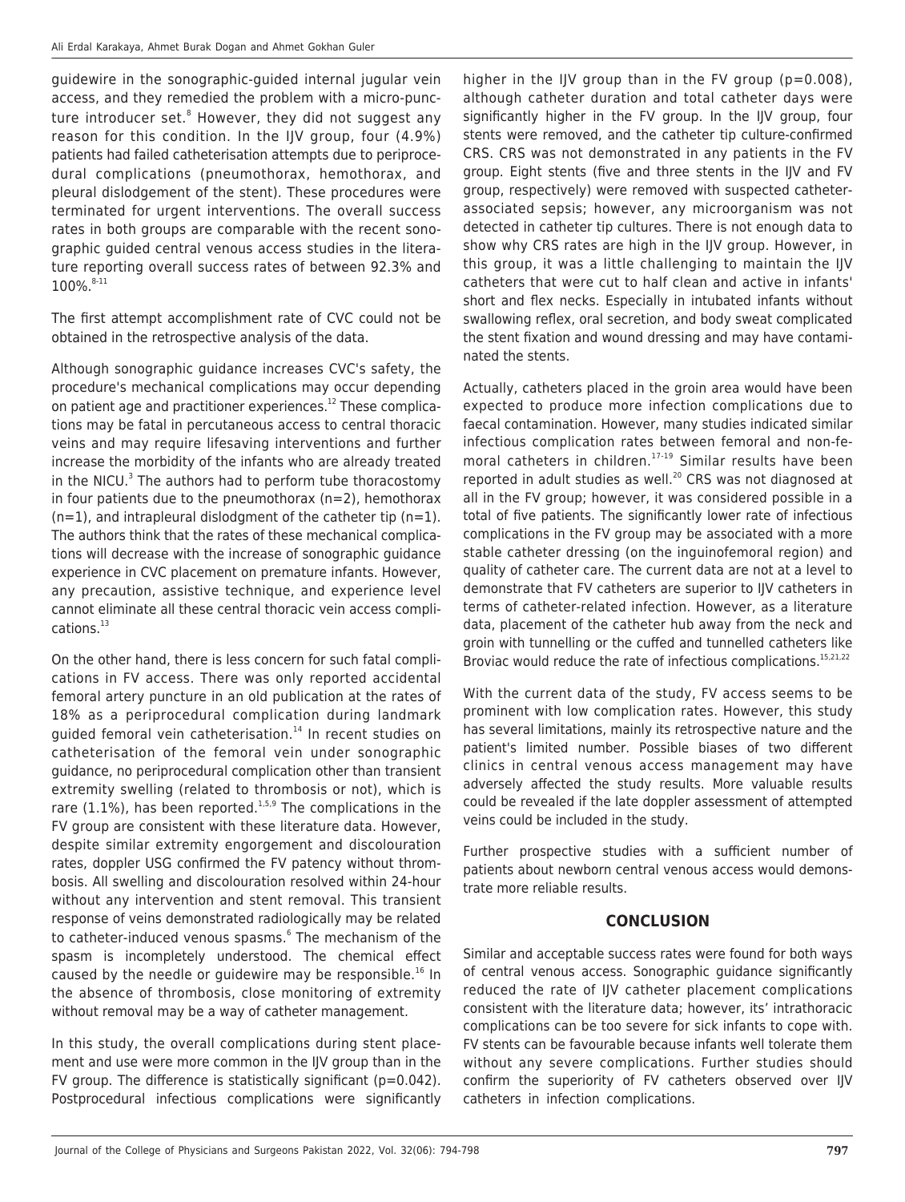guidewire in the sonographic-guided internal jugular vein access, and they remedied the problem with a micro-puncture introducer set.[8] However, they did not suggest any reason for this condition. In the IJV group, four (4.9%) patients had failed catheterisation attempts due to periprocedural complications (pneumothorax, hemothorax, and pleural dislodgement of the stent). These procedures were terminated for urgent interventions. The overall success rates in both groups are comparable with the recent sonographic guided central venous access studies in the literature reporting overall success rates of between 92.3% and 100%.[8-11]

The first attempt accomplishment rate of CVC could not be obtained in the retrospective analysis of the data.

Although sonographic guidance increases CVC's safety, the procedure's mechanical complications may occur depending on patient age and practitioner experiences.[12] These complications may be fatal in percutaneous access to central thoracic veins and may require lifesaving interventions and further increase the morbidity of the infants who are already treated in the NICU.[3] The authors had to perform tube thoracostomy in four patients due to the pneumothorax (n=2), hemothorax (n=1), and intrapleural dislodgment of the catheter tip (n=1). The authors think that the rates of these mechanical complications will decrease with the increase of sonographic guidance experience in CVC placement on premature infants. However, any precaution, assistive technique, and experience level cannot eliminate all these central thoracic vein access complications.[13]

On the other hand, there is less concern for such fatal complications in FV access. There was only reported accidental femoral artery puncture in an old publication at the rates of 18% as a periprocedural complication during landmark guided femoral vein catheterisation.[14] In recent studies on catheterisation of the femoral vein under sonographic guidance, no periprocedural complication other than transient extremity swelling (related to thrombosis or not), which is rare (1.1%), has been reported.[1,5,9] The complications in the FV group are consistent with these literature data. However, despite similar extremity engorgement and discolouration rates, doppler USG confirmed the FV patency without thrombosis. All swelling and discolouration resolved within 24-hour without any intervention and stent removal. This transient response of veins demonstrated radiologically may be related to catheter-induced venous spasms.[6] The mechanism of the spasm is incompletely understood. The chemical effect caused by the needle or guidewire may be responsible.[16] In the absence of thrombosis, close monitoring of extremity without removal may be a way of catheter management.

In this study, the overall complications during stent placement and use were more common in the IJV group than in the FV group. The difference is statistically significant (p=0.042). Postprocedural infectious complications were significantly higher in the IJV group than in the FV group (p=0.008), although catheter duration and total catheter days were significantly higher in the FV group. In the IJV group, four stents were removed, and the catheter tip culture-confirmed CRS. CRS was not demonstrated in any patients in the FV group. Eight stents (five and three stents in the IJV and FV group, respectively) were removed with suspected catheter-associated sepsis; however, any microorganism was not detected in catheter tip cultures. There is not enough data to show why CRS rates are high in the IJV group. However, in this group, it was a little challenging to maintain the IJV catheters that were cut to half clean and active in infants' short and flex necks. Especially in intubated infants without swallowing reflex, oral secretion, and body sweat complicated the stent fixation and wound dressing and may have contaminated the stents.

Actually, catheters placed in the groin area would have been expected to produce more infection complications due to faecal contamination. However, many studies indicated similar infectious complication rates between femoral and non-femoral catheters in children.[17-19] Similar results have been reported in adult studies as well.[20] CRS was not diagnosed at all in the FV group; however, it was considered possible in a total of five patients. The significantly lower rate of infectious complications in the FV group may be associated with a more stable catheter dressing (on the inguinofemoral region) and quality of catheter care. The current data are not at a level to demonstrate that FV catheters are superior to IJV catheters in terms of catheter-related infection. However, as a literature data, placement of the catheter hub away from the neck and groin with tunnelling or the cuffed and tunnelled catheters like Broviac would reduce the rate of infectious complications.[15,21,22]

With the current data of the study, FV access seems to be prominent with low complication rates. However, this study has several limitations, mainly its retrospective nature and the patient's limited number. Possible biases of two different clinics in central venous access management may have adversely affected the study results. More valuable results could be revealed if the late doppler assessment of attempted veins could be included in the study.

Further prospective studies with a sufficient number of patients about newborn central venous access would demonstrate more reliable results.

## CONCLUSION

Similar and acceptable success rates were found for both ways of central venous access. Sonographic guidance significantly reduced the rate of IJV catheter placement complications consistent with the literature data; however, its' intrathoracic complications can be too severe for sick infants to cope with. FV stents can be favourable because infants well tolerate them without any severe complications. Further studies should confirm the superiority of FV catheters observed over IJV catheters in infection complications.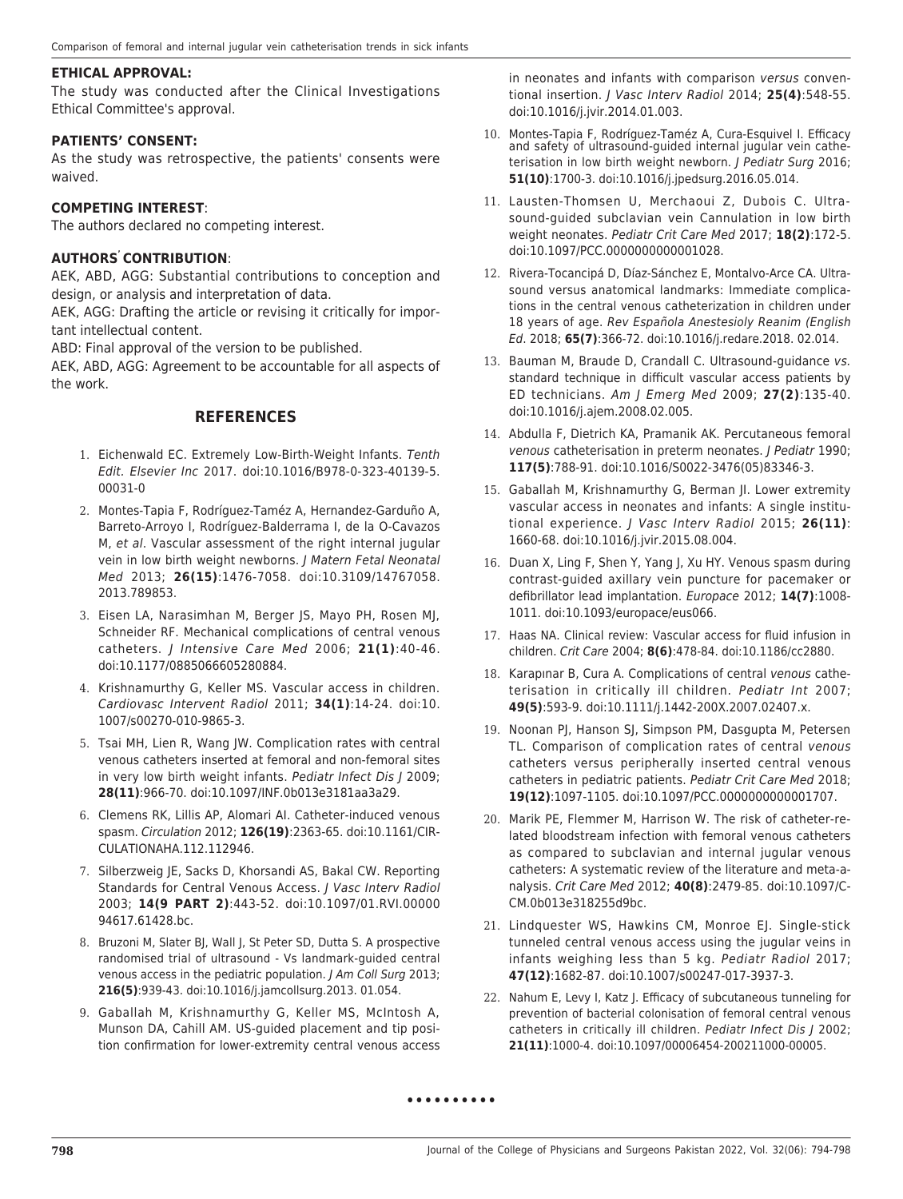**ETHICAL APPROVAL:**

The study was conducted after the Clinical Investigations Ethical Committee's approval.

**PATIENTS' CONSENT:**

As the study was retrospective, the patients' consents were waived.

**COMPETING INTEREST**:

The authors declared no competing interest.

**AUTHORS' CONTRIBUTION**:

AEK, ABD, AGG: Substantial contributions to conception and design, or analysis and interpretation of data.

AEK, AGG: Drafting the article or revising it critically for important intellectual content.

ABD: Final approval of the version to be published.

AEK, ABD, AGG: Agreement to be accountable for all aspects of the work.

## REFERENCES

1. Eichenwald EC. Extremely Low-Birth-Weight Infants. *Tenth Edit. Elsevier Inc* 2017. doi:10.1016/B978-0-323-40139-5.00031-0
2. Montes-Tapia F, Rodríguez-Taméz A, Hernandez-Garduño A, Barreto-Arroyo I, Rodríguez-Balderrama I, de la O-Cavazos M, *et al*. Vascular assessment of the right internal jugular vein in low birth weight newborns. *J Matern Fetal Neonatal Med* 2013; **26(15)**:1476-7058. doi:10.3109/14767058.2013.789853.
3. Eisen LA, Narasimhan M, Berger JS, Mayo PH, Rosen MJ, Schneider RF. Mechanical complications of central venous catheters. *J Intensive Care Med* 2006; **21(1)**:40-46. doi:10.1177/0885066605280884.
4. Krishnamurthy G, Keller MS. Vascular access in children. *Cardiovasc Intervent Radiol* 2011; **34(1)**:14-24. doi:10.1007/s00270-010-9865-3.
5. Tsai MH, Lien R, Wang JW. Complication rates with central venous catheters inserted at femoral and non-femoral sites in very low birth weight infants. *Pediatr Infect Dis J* 2009; **28(11)**:966-70. doi:10.1097/INF.0b013e3181aa3a29.
6. Clemens RK, Lillis AP, Alomari AI. Catheter-induced venous spasm. *Circulation* 2012; **126(19)**:2363-65. doi:10.1161/CIRCULATIONAHA.112.112946.
7. Silberzweig JE, Sacks D, Khorsandi AS, Bakal CW. Reporting Standards for Central Venous Access. *J Vasc Interv Radiol* 2003; **14(9 PART 2)**:443-52. doi:10.1097/01.RVI.0000094617.61428.bc.
8. Bruzoni M, Slater BJ, Wall J, St Peter SD, Dutta S. A prospective randomised trial of ultrasound - Vs landmark-guided central venous access in the pediatric population. *J Am Coll Surg* 2013; **216(5)**:939-43. doi:10.1016/j.jamcollsurg.2013.01.054.
9. Gaballah M, Krishnamurthy G, Keller MS, McIntosh A, Munson DA, Cahill AM. US-guided placement and tip position confirmation for lower-extremity central venous access in neonates and infants with comparison *versus* conventional insertion. *J Vasc Interv Radiol* 2014; **25(4)**:548-55. doi:10.1016/j.jvir.2014.01.003.
10. Montes-Tapia F, Rodríguez-Taméz A, Cura-Esquivel I. Efficacy and safety of ultrasound-guided internal jugular vein catheterisation in low birth weight newborn. *J Pediatr Surg* 2016; **51(10)**:1700-3. doi:10.1016/j.jpedsurg.2016.05.014.
11. Lausten-Thomsen U, Merchaoui Z, Dubois C. Ultrasound-guided subclavian vein Cannulation in low birth weight neonates. *Pediatr Crit Care Med* 2017; **18(2)**:172-5. doi:10.1097/PCC.0000000000001028.
12. Rivera-Tocancipá D, Díaz-Sánchez E, Montalvo-Arce CA. Ultrasound versus anatomical landmarks: Immediate complications in the central venous catheterization in children under 18 years of age. *Rev Española Anestesioly Reanim (English Ed*. 2018; **65(7)**:366-72. doi:10.1016/j.redare.2018.02.014.
13. Bauman M, Braude D, Crandall C. Ultrasound-guidance *vs.* standard technique in difficult vascular access patients by ED technicians. *Am J Emerg Med* 2009; **27(2)**:135-40. doi:10.1016/j.ajem.2008.02.005.
14. Abdulla F, Dietrich KA, Pramanik AK. Percutaneous femoral *venous* catheterisation in preterm neonates. *J Pediatr* 1990; **117(5)**:788-91. doi:10.1016/S0022-3476(05)83346-3.
15. Gaballah M, Krishnamurthy G, Berman JI. Lower extremity vascular access in neonates and infants: A single institutional experience. *J Vasc Interv Radiol* 2015; **26(11)**:1660-68. doi:10.1016/j.jvir.2015.08.004.
16. Duan X, Ling F, Shen Y, Yang J, Xu HY. Venous spasm during contrast-guided axillary vein puncture for pacemaker or defibrillator lead implantation. *Europace* 2012; **14(7)**:1008-1011. doi:10.1093/europace/eus066.
17. Haas NA. Clinical review: Vascular access for fluid infusion in children. *Crit Care* 2004; **8(6)**:478-84. doi:10.1186/cc2880.
18. Karapınar B, Cura A. Complications of central *venous* catheterisation in critically ill children. *Pediatr Int* 2007; **49(5)**:593-9. doi:10.1111/j.1442-200X.2007.02407.x.
19. Noonan PJ, Hanson SJ, Simpson PM, Dasgupta M, Petersen TL. Comparison of complication rates of central *venous* catheters versus peripherally inserted central venous catheters in pediatric patients. *Pediatr Crit Care Med* 2018; **19(12)**:1097-1105. doi:10.1097/PCC.0000000000001707.
20. Marik PE, Flemmer M, Harrison W. The risk of catheter-related bloodstream infection with femoral venous catheters as compared to subclavian and internal jugular venous catheters: A systematic review of the literature and meta-analysis. *Crit Care Med* 2012; **40(8)**:2479-85. doi:10.1097/CCM.0b013e318255d9bc.
21. Lindquester WS, Hawkins CM, Monroe EJ. Single-stick tunneled central venous access using the jugular veins in infants weighing less than 5 kg. *Pediatr Radiol* 2017; **47(12)**:1682-87. doi:10.1007/s00247-017-3937-3.
22. Nahum E, Levy I, Katz J. Efficacy of subcutaneous tunneling for prevention of bacterial colonisation of femoral central venous catheters in critically ill children. *Pediatr Infect Dis J* 2002; **21(11)**:1000-4. doi:10.1097/00006454-200211000-00005.

• • • • • • • • • •